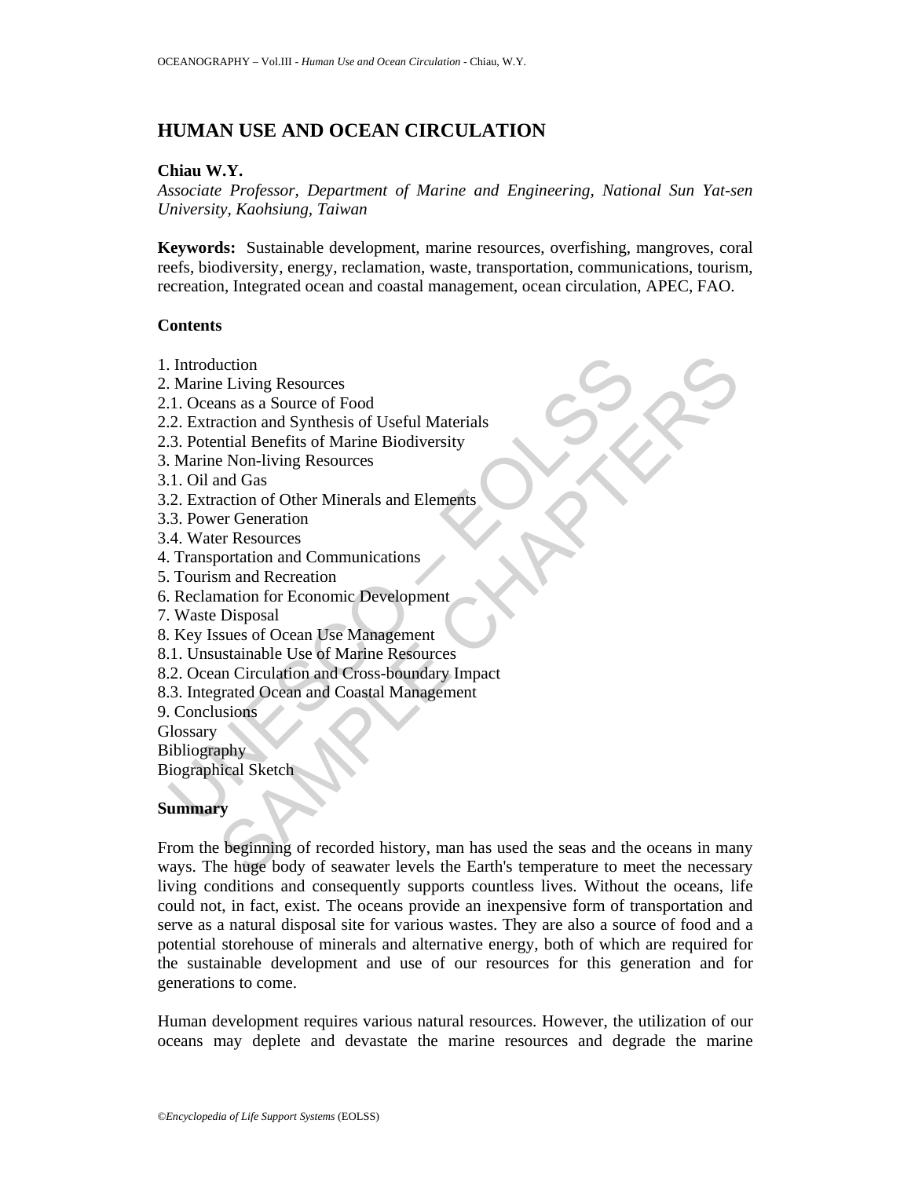# HUMAN USE AND OCEAN CIRCULATION

**Chiau W.Y.**

*Associate Professor, Department of Marine and Engineering, National Sun Yat-sen University, Kaohsiung, Taiwan*

**Keywords:** Sustainable development, marine resources, overfishing, mangroves, coral reefs, biodiversity, energy, reclamation, waste, transportation, communications, tourism, recreation, Integrated ocean and coastal management, ocean circulation, APEC, FAO.

## Contents

1. Introduction
2. Marine Living Resources
2.1. Oceans as a Source of Food
2.2. Extraction and Synthesis of Useful Materials
2.3. Potential Benefits of Marine Biodiversity
3. Marine Non-living Resources
3.1. Oil and Gas
3.2. Extraction of Other Minerals and Elements
3.3. Power Generation
3.4. Water Resources
4. Transportation and Communications
5. Tourism and Recreation
6. Reclamation for Economic Development
7. Waste Disposal
8. Key Issues of Ocean Use Management
8.1. Unsustainable Use of Marine Resources
8.2. Ocean Circulation and Cross-boundary Impact
8.3. Integrated Ocean and Coastal Management
9. Conclusions

Glossary
Bibliography
Biographical Sketch

## Summary

From the beginning of recorded history, man has used the seas and the oceans in many ways. The huge body of seawater levels the Earth's temperature to meet the necessary living conditions and consequently supports countless lives. Without the oceans, life could not, in fact, exist. The oceans provide an inexpensive form of transportation and serve as a natural disposal site for various wastes. They are also a source of food and a potential storehouse of minerals and alternative energy, both of which are required for the sustainable development and use of our resources for this generation and for generations to come.

Human development requires various natural resources. However, the utilization of our oceans may deplete and devastate the marine resources and degrade the marine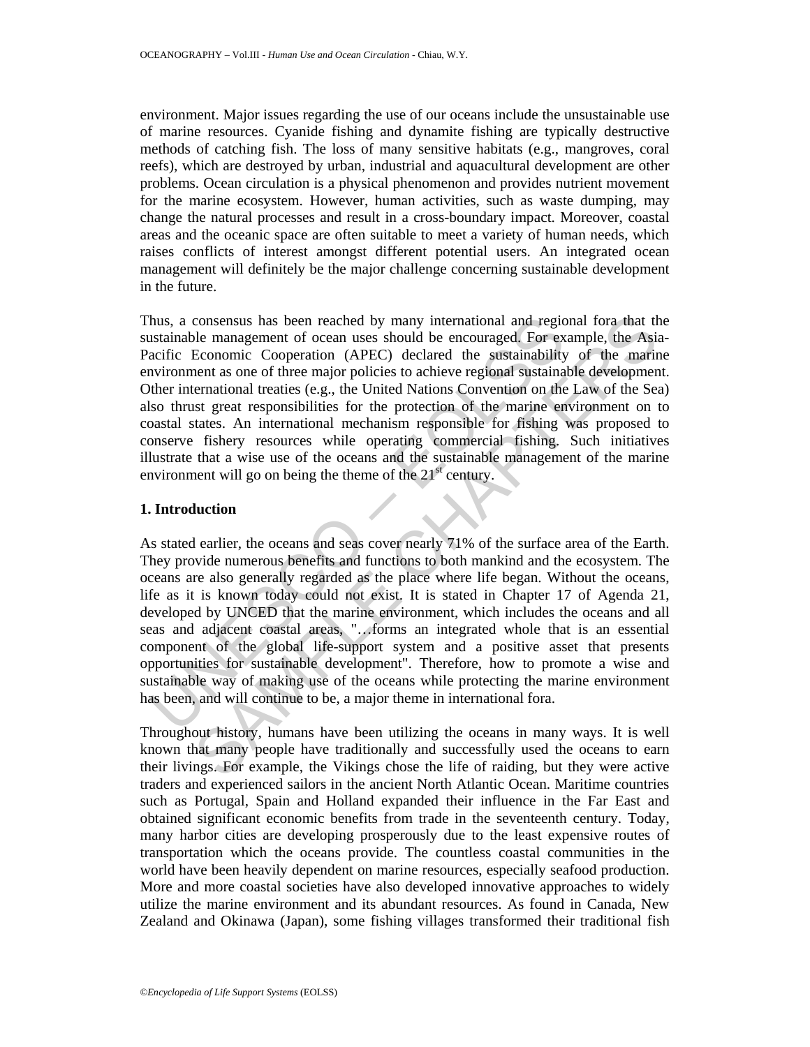environment. Major issues regarding the use of our oceans include the unsustainable use of marine resources. Cyanide fishing and dynamite fishing are typically destructive methods of catching fish. The loss of many sensitive habitats (e.g., mangroves, coral reefs), which are destroyed by urban, industrial and aquacultural development are other problems. Ocean circulation is a physical phenomenon and provides nutrient movement for the marine ecosystem. However, human activities, such as waste dumping, may change the natural processes and result in a cross-boundary impact. Moreover, coastal areas and the oceanic space are often suitable to meet a variety of human needs, which raises conflicts of interest amongst different potential users. An integrated ocean management will definitely be the major challenge concerning sustainable development in the future.

Thus, a consensus has been reached by many international and regional fora that the sustainable management of ocean uses should be encouraged. For example, the Asia-Pacific Economic Cooperation (APEC) declared the sustainability of the marine environment as one of three major policies to achieve regional sustainable development. Other international treaties (e.g., the United Nations Convention on the Law of the Sea) also thrust great responsibilities for the protection of the marine environment on to coastal states. An international mechanism responsible for fishing was proposed to conserve fishery resources while operating commercial fishing. Such initiatives illustrate that a wise use of the oceans and the sustainable management of the marine environment will go on being the theme of the 21st century.

## 1. Introduction

As stated earlier, the oceans and seas cover nearly 71% of the surface area of the Earth. They provide numerous benefits and functions to both mankind and the ecosystem. The oceans are also generally regarded as the place where life began. Without the oceans, life as it is known today could not exist. It is stated in Chapter 17 of Agenda 21, developed by UNCED that the marine environment, which includes the oceans and all seas and adjacent coastal areas, "…forms an integrated whole that is an essential component of the global life-support system and a positive asset that presents opportunities for sustainable development". Therefore, how to promote a wise and sustainable way of making use of the oceans while protecting the marine environment has been, and will continue to be, a major theme in international fora.

Throughout history, humans have been utilizing the oceans in many ways. It is well known that many people have traditionally and successfully used the oceans to earn their livings. For example, the Vikings chose the life of raiding, but they were active traders and experienced sailors in the ancient North Atlantic Ocean. Maritime countries such as Portugal, Spain and Holland expanded their influence in the Far East and obtained significant economic benefits from trade in the seventeenth century. Today, many harbor cities are developing prosperously due to the least expensive routes of transportation which the oceans provide. The countless coastal communities in the world have been heavily dependent on marine resources, especially seafood production. More and more coastal societies have also developed innovative approaches to widely utilize the marine environment and its abundant resources. As found in Canada, New Zealand and Okinawa (Japan), some fishing villages transformed their traditional fish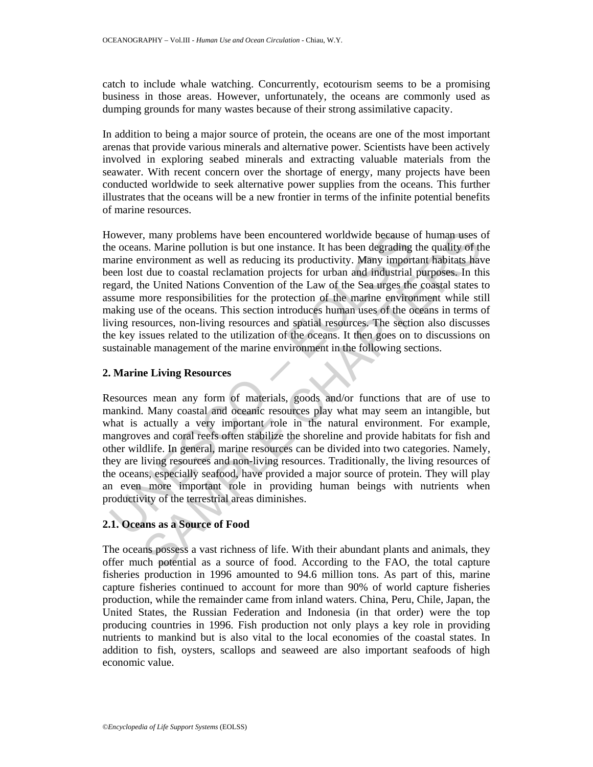catch to include whale watching. Concurrently, ecotourism seems to be a promising business in those areas. However, unfortunately, the oceans are commonly used as dumping grounds for many wastes because of their strong assimilative capacity.

In addition to being a major source of protein, the oceans are one of the most important arenas that provide various minerals and alternative power. Scientists have been actively involved in exploring seabed minerals and extracting valuable materials from the seawater. With recent concern over the shortage of energy, many projects have been conducted worldwide to seek alternative power supplies from the oceans. This further illustrates that the oceans will be a new frontier in terms of the infinite potential benefits of marine resources.

However, many problems have been encountered worldwide because of human uses of the oceans. Marine pollution is but one instance. It has been degrading the quality of the marine environment as well as reducing its productivity. Many important habitats have been lost due to coastal reclamation projects for urban and industrial purposes. In this regard, the United Nations Convention of the Law of the Sea urges the coastal states to assume more responsibilities for the protection of the marine environment while still making use of the oceans. This section introduces human uses of the oceans in terms of living resources, non-living resources and spatial resources. The section also discusses the key issues related to the utilization of the oceans. It then goes on to discussions on sustainable management of the marine environment in the following sections.

## 2. Marine Living Resources

Resources mean any form of materials, goods and/or functions that are of use to mankind. Many coastal and oceanic resources play what may seem an intangible, but what is actually a very important role in the natural environment. For example, mangroves and coral reefs often stabilize the shoreline and provide habitats for fish and other wildlife. In general, marine resources can be divided into two categories. Namely, they are living resources and non-living resources. Traditionally, the living resources of the oceans, especially seafood, have provided a major source of protein. They will play an even more important role in providing human beings with nutrients when productivity of the terrestrial areas diminishes.

### 2.1. Oceans as a Source of Food

The oceans possess a vast richness of life. With their abundant plants and animals, they offer much potential as a source of food. According to the FAO, the total capture fisheries production in 1996 amounted to 94.6 million tons. As part of this, marine capture fisheries continued to account for more than 90% of world capture fisheries production, while the remainder came from inland waters. China, Peru, Chile, Japan, the United States, the Russian Federation and Indonesia (in that order) were the top producing countries in 1996. Fish production not only plays a key role in providing nutrients to mankind but is also vital to the local economies of the coastal states. In addition to fish, oysters, scallops and seaweed are also important seafoods of high economic value.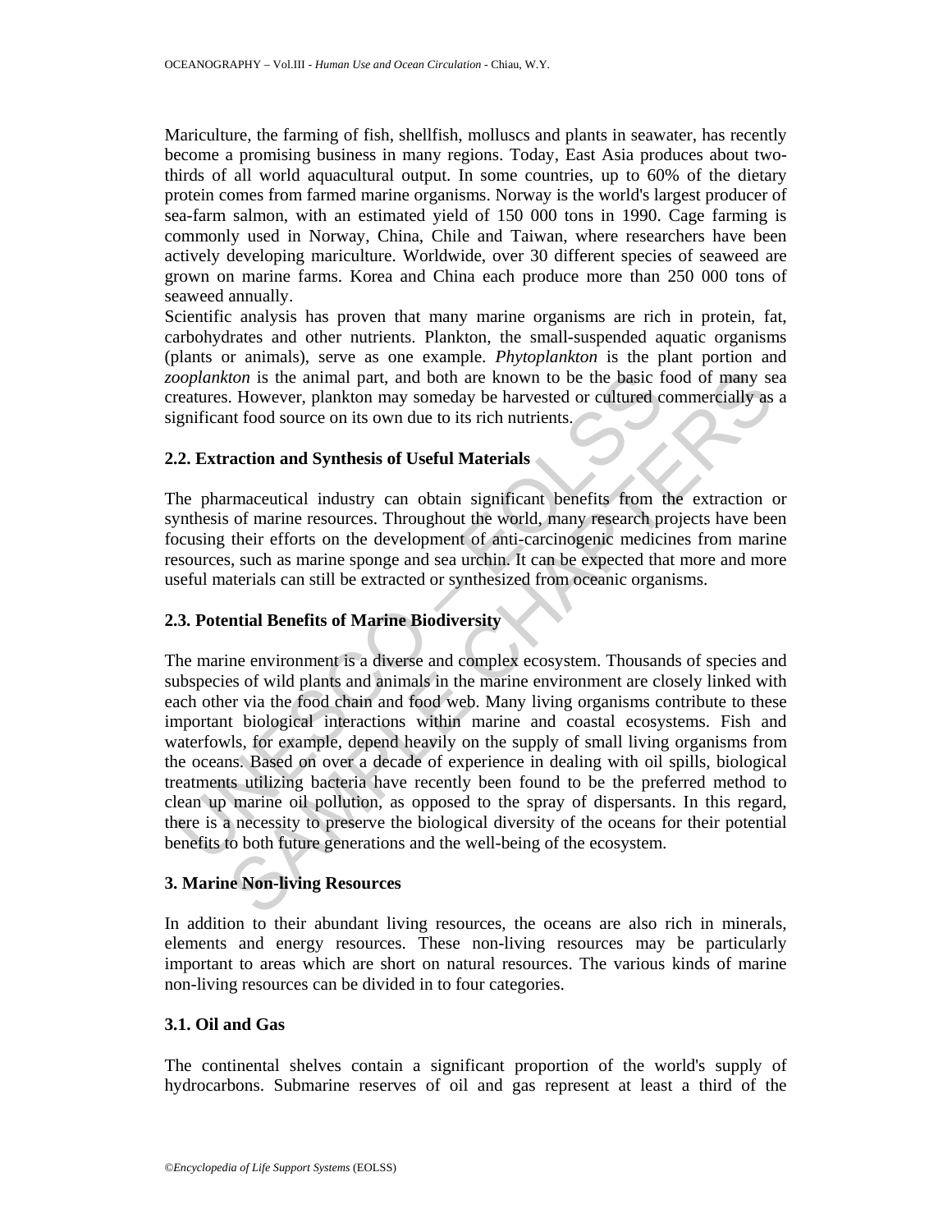Mariculture, the farming of fish, shellfish, molluscs and plants in seawater, has recently become a promising business in many regions. Today, East Asia produces about two-thirds of all world aquacultural output. In some countries, up to 60% of the dietary protein comes from farmed marine organisms. Norway is the world's largest producer of sea-farm salmon, with an estimated yield of 150 000 tons in 1990. Cage farming is commonly used in Norway, China, Chile and Taiwan, where researchers have been actively developing mariculture. Worldwide, over 30 different species of seaweed are grown on marine farms. Korea and China each produce more than 250 000 tons of seaweed annually.

Scientific analysis has proven that many marine organisms are rich in protein, fat, carbohydrates and other nutrients. Plankton, the small-suspended aquatic organisms (plants or animals), serve as one example. *Phytoplankton* is the plant portion and *zooplankton* is the animal part, and both are known to be the basic food of many sea creatures. However, plankton may someday be harvested or cultured commercially as a significant food source on its own due to its rich nutrients.

### 2.2. Extraction and Synthesis of Useful Materials

The pharmaceutical industry can obtain significant benefits from the extraction or synthesis of marine resources. Throughout the world, many research projects have been focusing their efforts on the development of anti-carcinogenic medicines from marine resources, such as marine sponge and sea urchin. It can be expected that more and more useful materials can still be extracted or synthesized from oceanic organisms.

### 2.3. Potential Benefits of Marine Biodiversity

The marine environment is a diverse and complex ecosystem. Thousands of species and subspecies of wild plants and animals in the marine environment are closely linked with each other via the food chain and food web. Many living organisms contribute to these important biological interactions within marine and coastal ecosystems. Fish and waterfowls, for example, depend heavily on the supply of small living organisms from the oceans. Based on over a decade of experience in dealing with oil spills, biological treatments utilizing bacteria have recently been found to be the preferred method to clean up marine oil pollution, as opposed to the spray of dispersants. In this regard, there is a necessity to preserve the biological diversity of the oceans for their potential benefits to both future generations and the well-being of the ecosystem.

## 3. Marine Non-living Resources

In addition to their abundant living resources, the oceans are also rich in minerals, elements and energy resources. These non-living resources may be particularly important to areas which are short on natural resources. The various kinds of marine non-living resources can be divided in to four categories.

### 3.1. Oil and Gas

The continental shelves contain a significant proportion of the world's supply of hydrocarbons. Submarine reserves of oil and gas represent at least a third of the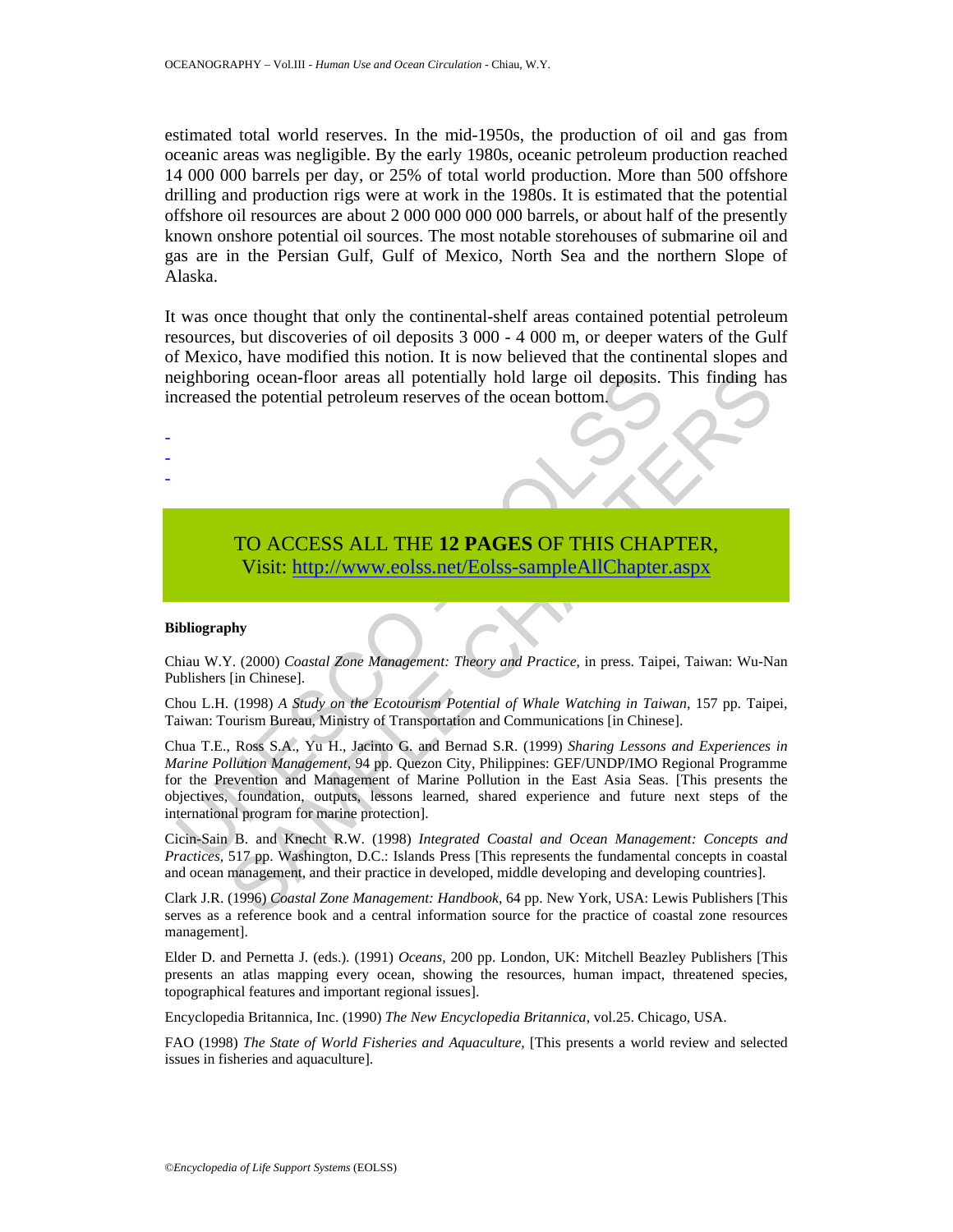estimated total world reserves. In the mid-1950s, the production of oil and gas from oceanic areas was negligible. By the early 1980s, oceanic petroleum production reached 14 000 000 barrels per day, or 25% of total world production. More than 500 offshore drilling and production rigs were at work in the 1980s. It is estimated that the potential offshore oil resources are about 2 000 000 000 000 barrels, or about half of the presently known onshore potential oil sources. The most notable storehouses of submarine oil and gas are in the Persian Gulf, Gulf of Mexico, North Sea and the northern Slope of Alaska.

It was once thought that only the continental-shelf areas contained potential petroleum resources, but discoveries of oil deposits 3 000 - 4 000 m, or deeper waters of the Gulf of Mexico, have modified this notion. It is now believed that the continental slopes and neighboring ocean-floor areas all potentially hold large oil deposits. This finding has increased the potential petroleum reserves of the ocean bottom.

-
-
-

TO ACCESS ALL THE **12 PAGES** OF THIS CHAPTER,
Visit: http://www.eolss.net/Eolss-sampleAllChapter.aspx

**Bibliography**

Chiau W.Y. (2000) *Coastal Zone Management: Theory and Practice*, in press. Taipei, Taiwan: Wu-Nan Publishers [in Chinese].

Chou L.H. (1998) *A Study on the Ecotourism Potential of Whale Watching in Taiwan*, 157 pp. Taipei, Taiwan: Tourism Bureau, Ministry of Transportation and Communications [in Chinese].

Chua T.E., Ross S.A., Yu H., Jacinto G. and Bernad S.R. (1999) *Sharing Lessons and Experiences in Marine Pollution Management*, 94 pp. Quezon City, Philippines: GEF/UNDP/IMO Regional Programme for the Prevention and Management of Marine Pollution in the East Asia Seas. [This presents the objectives, foundation, outputs, lessons learned, shared experience and future next steps of the international program for marine protection].

Cicin-Sain B. and Knecht R.W. (1998) *Integrated Coastal and Ocean Management: Concepts and Practices*, 517 pp. Washington, D.C.: Islands Press [This represents the fundamental concepts in coastal and ocean management, and their practice in developed, middle developing and developing countries].

Clark J.R. (1996) *Coastal Zone Management: Handbook*, 64 pp. New York, USA: Lewis Publishers [This serves as a reference book and a central information source for the practice of coastal zone resources management].

Elder D. and Pernetta J. (eds.). (1991) *Oceans*, 200 pp. London, UK: Mitchell Beazley Publishers [This presents an atlas mapping every ocean, showing the resources, human impact, threatened species, topographical features and important regional issues].

Encyclopedia Britannica, Inc. (1990) *The New Encyclopedia Britannica*, vol.25. Chicago, USA.

FAO (1998) *The State of World Fisheries and Aquaculture*, [This presents a world review and selected issues in fisheries and aquaculture].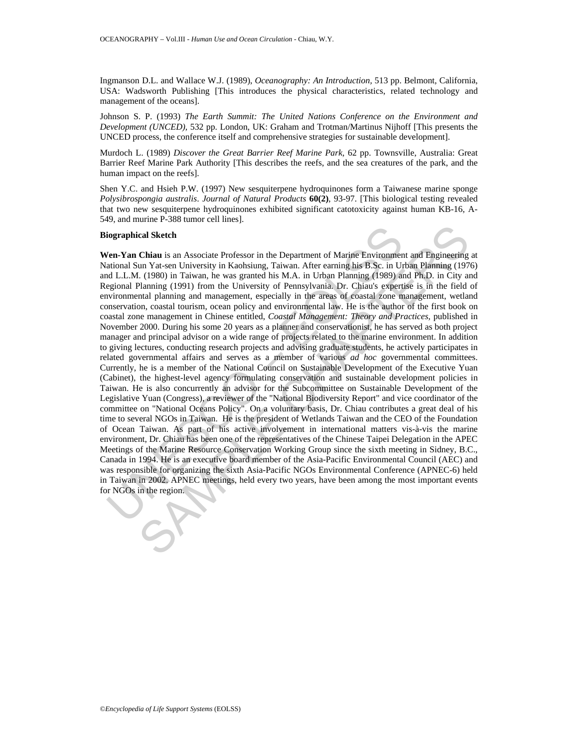Ingmanson D.L. and Wallace W.J. (1989), *Oceanography: An Introduction,* 513 pp. Belmont, California, USA: Wadsworth Publishing [This introduces the physical characteristics, related technology and management of the oceans].

Johnson S. P. (1993) *The Earth Summit: The United Nations Conference on the Environment and Development (UNCED),* 532 pp. London, UK: Graham and Trotman/Martinus Nijhoff [This presents the UNCED process, the conference itself and comprehensive strategies for sustainable development].

Murdoch L. (1989) *Discover the Great Barrier Reef Marine Park*, 62 pp. Townsville, Australia: Great Barrier Reef Marine Park Authority [This describes the reefs, and the sea creatures of the park, and the human impact on the reefs].

Shen Y.C. and Hsieh P.W. (1997) New sesquiterpene hydroquinones form a Taiwanese marine sponge *Polysibrospongia australis*. *Journal of Natural Products* **60(2)**, 93-97. [This biological testing revealed that two new sesquiterpene hydroquinones exhibited significant catotoxicity against human KB-16, A-549, and murine P-388 tumor cell lines].

**Biographical Sketch**

**Wen-Yan Chiau** is an Associate Professor in the Department of Marine Environment and Engineering at National Sun Yat-sen University in Kaohsiung, Taiwan. After earning his B.Sc. in Urban Planning (1976) and L.L.M. (1980) in Taiwan, he was granted his M.A. in Urban Planning (1989) and Ph.D. in City and Regional Planning (1991) from the University of Pennsylvania. Dr. Chiau's expertise is in the field of environmental planning and management, especially in the areas of coastal zone management, wetland conservation, coastal tourism, ocean policy and environmental law. He is the author of the first book on coastal zone management in Chinese entitled, *Coastal Management: Theory and Practices,* published in November 2000. During his some 20 years as a planner and conservationist, he has served as both project manager and principal advisor on a wide range of projects related to the marine environment. In addition to giving lectures, conducting research projects and advising graduate students, he actively participates in related governmental affairs and serves as a member of various *ad hoc* governmental committees. Currently, he is a member of the National Council on Sustainable Development of the Executive Yuan (Cabinet), the highest-level agency formulating conservation and sustainable development policies in Taiwan. He is also concurrently an advisor for the Subcommittee on Sustainable Development of the Legislative Yuan (Congress), a reviewer of the "National Biodiversity Report" and vice coordinator of the committee on "National Oceans Policy". On a voluntary basis, Dr. Chiau contributes a great deal of his time to several NGOs in Taiwan. He is the president of Wetlands Taiwan and the CEO of the Foundation of Ocean Taiwan. As part of his active involvement in international matters vis-à-vis the marine environment, Dr. Chiau has been one of the representatives of the Chinese Taipei Delegation in the APEC Meetings of the Marine Resource Conservation Working Group since the sixth meeting in Sidney, B.C., Canada in 1994. He is an executive board member of the Asia-Pacific Environmental Council (AEC) and was responsible for organizing the sixth Asia-Pacific NGOs Environmental Conference (APNEC-6) held in Taiwan in 2002. APNEC meetings, held every two years, have been among the most important events for NGOs in the region.